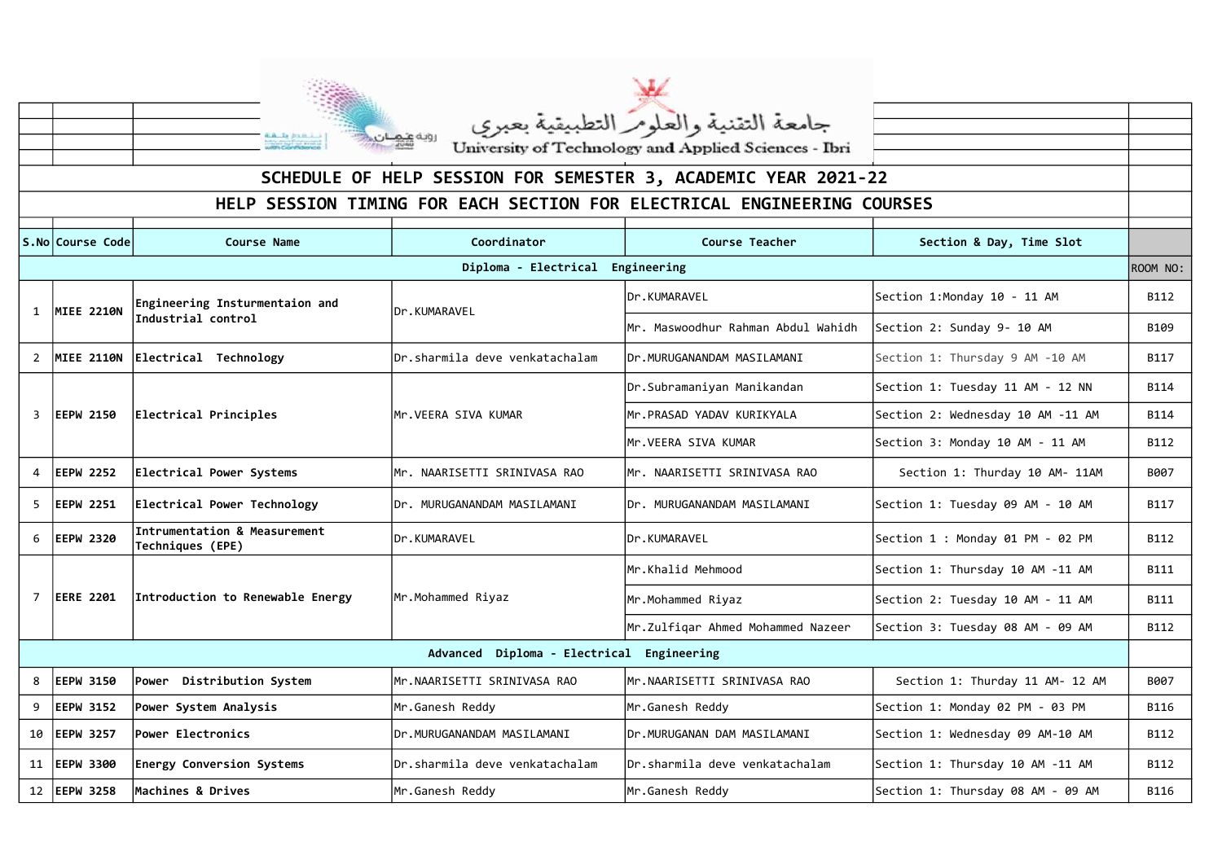جامعة التقنية والعلوم التطبيقية بعبري

University of Technology and Applied Sciences - Ibri

# SCHEDULE OF HELP SESSION FOR SEMESTER 3, ACADEMIC YEAR 2021-22

## HELP SESSION TIMING FOR EACH SECTION FOR ELECTRICAL ENGINEERING COURSES

| S.No | Course Code | Course Name | Coordinator | Course Teacher | Section & Day, Time Slot | ROOM NO: |
|---|---|---|---|---|---|---|
| | | Diploma - Electrical Engineering | | | | |
| 1 | MIEE 2210N | Engineering Instursmentaion and Industrial control | Dr.KUMARAVEL | Dr.KUMARAVEL | Section 1:Monday 10 - 11 AM | B112 |
| | | | | Mr. Maswoodhur Rahman Abdul Wahidh | Section 2: Sunday 9- 10 AM | B109 |
| 2 | MIEE 2110N | Electrical Technology | Dr.sharmila deve venkatachalam | Dr.MURUGANANDAM MASILAMANI | Section 1: Thursday 9 AM -10 AM | B117 |
| 3 | EEPW 2150 | Electrical Principles | Mr.VEERA SIVA KUMAR | Dr.Subramaniyan Manikandan | Section 1: Tuesday 11 AM - 12 NN | B114 |
| | | | | Mr.PRASAD YADAV KURIKYALA | Section 2: Wednesday 10 AM -11 AM | B114 |
| | | | | Mr.VEERA SIVA KUMAR | Section 3: Monday 10 AM - 11 AM | B112 |
| 4 | EEPW 2252 | Electrical Power Systems | Mr. NAARISETTI SRINIVASA RAO | Mr. NAARISETTI SRINIVASA RAO | Section 1: Thurday 10 AM- 11AM | B007 |
| 5 | EEPW 2251 | Electrical Power Technology | Dr. MURUGANANDAM MASILAMANI | Dr. MURUGANANDAM MASILAMANI | Section 1: Tuesday 09 AM - 10 AM | B117 |
| 6 | EEPW 2320 | Intrumentation & Measurement Techniques (EPE) | Dr.KUMARAVEL | Dr.KUMARAVEL | Section 1 : Monday 01 PM - 02 PM | B112 |
| 7 | EERE 2201 | Introduction to Renewable Energy | Mr.Mohammed Riyaz | Mr.Khalid Mehmood | Section 1: Thursday 10 AM -11 AM | B111 |
| | | | | Mr.Mohammed Riyaz | Section 2: Tuesday 10 AM - 11 AM | B111 |
| | | | | Mr.Zulfiqar Ahmed Mohammed Nazeer | Section 3: Tuesday 08 AM - 09 AM | B112 |
| | | Advanced Diploma - Electrical Engineering | | | | |
| 8 | EEPW 3150 | Power Distribution System | Mr.NAARISETTI SRINIVASA RAO | Mr.NAARISETTI SRINIVASA RAO | Section 1: Thurday 11 AM- 12 AM | B007 |
| 9 | EEPW 3152 | Power System Analysis | Mr.Ganesh Reddy | Mr.Ganesh Reddy | Section 1: Monday 02 PM - 03 PM | B116 |
| 10 | EEPW 3257 | Power Electronics | Dr.MURUGANANDAM MASILAMANI | Dr.MURUGANAN DAM MASILAMANI | Section 1: Wednesday 09 AM-10 AM | B112 |
| 11 | EEPW 3300 | Energy Conversion Systems | Dr.sharmila deve venkatachalam | Dr.sharmila deve venkatachalam | Section 1: Thursday 10 AM -11 AM | B112 |
| 12 | EEPW 3258 | Machines & Drives | Mr.Ganesh Reddy | Mr.Ganesh Reddy | Section 1: Thursday 08 AM - 09 AM | B116 |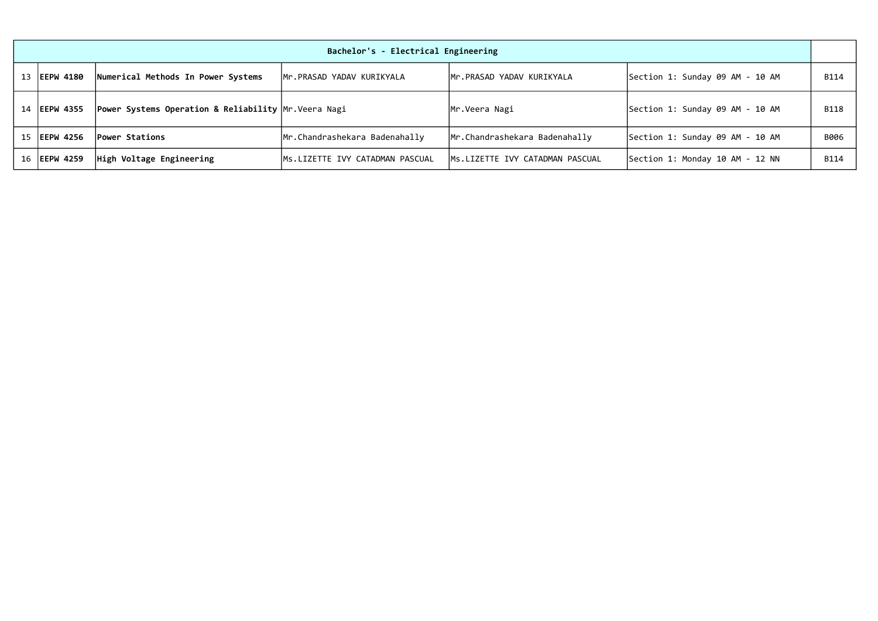| | | | | | | |
|---|---|---|---|---|---|---|
| **Bachelor's - Electrical Engineering** | | | | | | |
| 13 | **EEPW 4180** | **Numerical Methods In Power Systems** | Mr.PRASAD YADAV KURIKYALA | Mr.PRASAD YADAV KURIKYALA | Section 1: Sunday 09 AM - 10 AM | B114 |
| 14 | **EEPW 4355** | **Power Systems Operation & Reliability** | Mr.Veera Nagi | Mr.Veera Nagi | Section 1: Sunday 09 AM - 10 AM | B118 |
| 15 | **EEPW 4256** | **Power Stations** | Mr.Chandrashekara Badenahally | Mr.Chandrashekara Badenahally | Section 1: Sunday 09 AM - 10 AM | B006 |
| 16 | **EEPW 4259** | **High Voltage Engineering** | Ms.LIZETTE IVY CATADMAN PASCUAL | Ms.LIZETTE IVY CATADMAN PASCUAL | Section 1: Monday 10 AM - 12 NN | B114 |